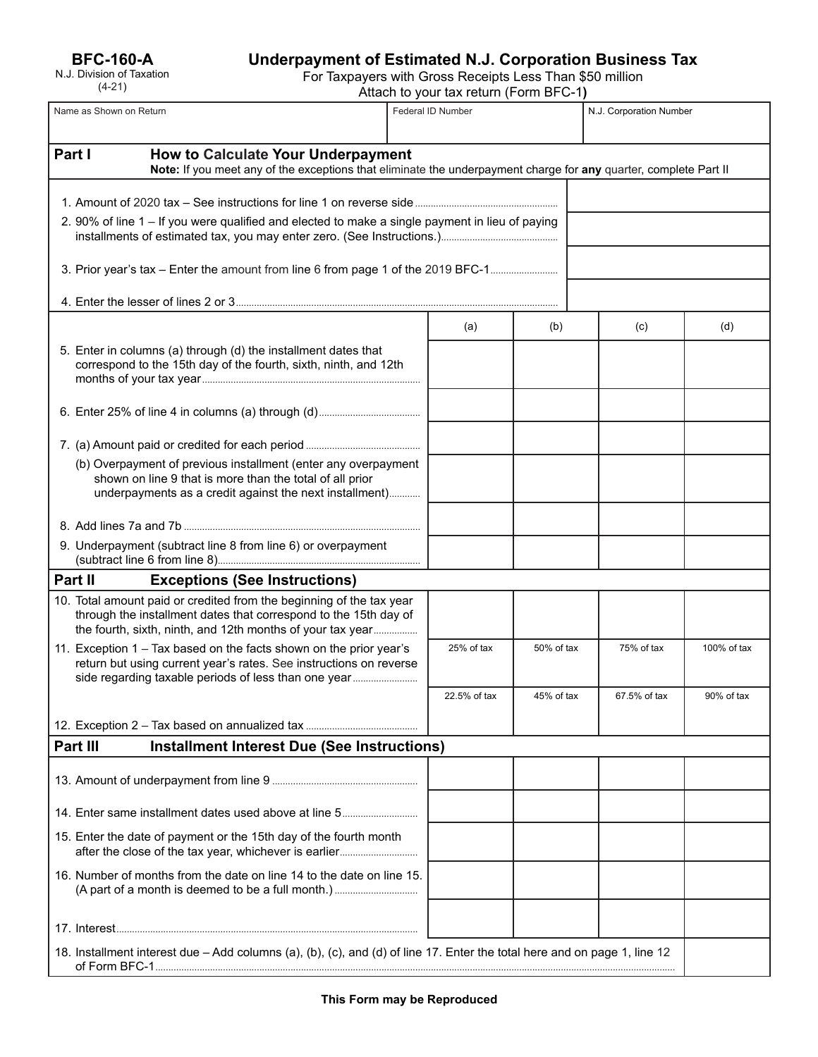**BFC-160-A**
N.J. Division of Taxation
(4-21)

# Underpayment of Estimated N.J. Corporation Business Tax

For Taxpayers with Gross Receipts Less Than $50 million
Attach to your tax return (Form BFC-1)

| Name as Shown on Return | Federal ID Number | N.J. Corporation Number |
|---|---|---|
| | | |

## Part I How to Calculate Your Underpayment

**Note:** If you meet any of the exceptions that eliminate the underpayment charge for **any** quarter, complete Part II

| | |
|---|---|
| 1. Amount of 2020 tax – See instructions for line 1 on reverse side | |
| 2. 90% of line 1 – If you were qualified and elected to make a single payment in lieu of paying installments of estimated tax, you may enter zero. (See Instructions.) | |
| 3. Prior year's tax – Enter the amount from line 6 from page 1 of the 2019 BFC-1 | |
| 4. Enter the lesser of lines 2 or 3 | |

| | (a) | (b) | (c) | (d) |
|---|---|---|---|---|
| 5. Enter in columns (a) through (d) the installment dates that correspond to the 15th day of the fourth, sixth, ninth, and 12th months of your tax year | | | | |
| 6. Enter 25% of line 4 in columns (a) through (d) | | | | |
| 7. (a) Amount paid or credited for each period | | | | |
| (b) Overpayment of previous installment (enter any overpayment shown on line 9 that is more than the total of all prior underpayments as a credit against the next installment) | | | | |
| 8. Add lines 7a and 7b | | | | |
| 9. Underpayment (subtract line 8 from line 6) or overpayment (subtract line 6 from line 8) | | | | |
| **Part II Exceptions (See Instructions)** | | | | |
| 10. Total amount paid or credited from the beginning of the tax year through the installment dates that correspond to the 15th day of the fourth, sixth, ninth, and 12th months of your tax year | | | | |
| 11. Exception 1 – Tax based on the facts shown on the prior year's return but using current year's rates. See instructions on reverse side regarding taxable periods of less than one year | 25% of tax | 50% of tax | 75% of tax | 100% of tax |
| 12. Exception 2 – Tax based on annualized tax | 22.5% of tax | 45% of tax | 67.5% of tax | 90% of tax |
| **Part III Installment Interest Due (See Instructions)** | | | | |
| 13. Amount of underpayment from line 9 | | | | |
| 14. Enter same installment dates used above at line 5 | | | | |
| 15. Enter the date of payment or the 15th day of the fourth month after the close of the tax year, whichever is earlier | | | | |
| 16. Number of months from the date on line 14 to the date on line 15. (A part of a month is deemed to be a full month.) | | | | |
| 17. Interest | | | | |

| | |
|---|---|
| 18. Installment interest due – Add columns (a), (b), (c), and (d) of line 17. Enter the total here and on page 1, line 12 of Form BFC-1 | |

**This Form may be Reproduced**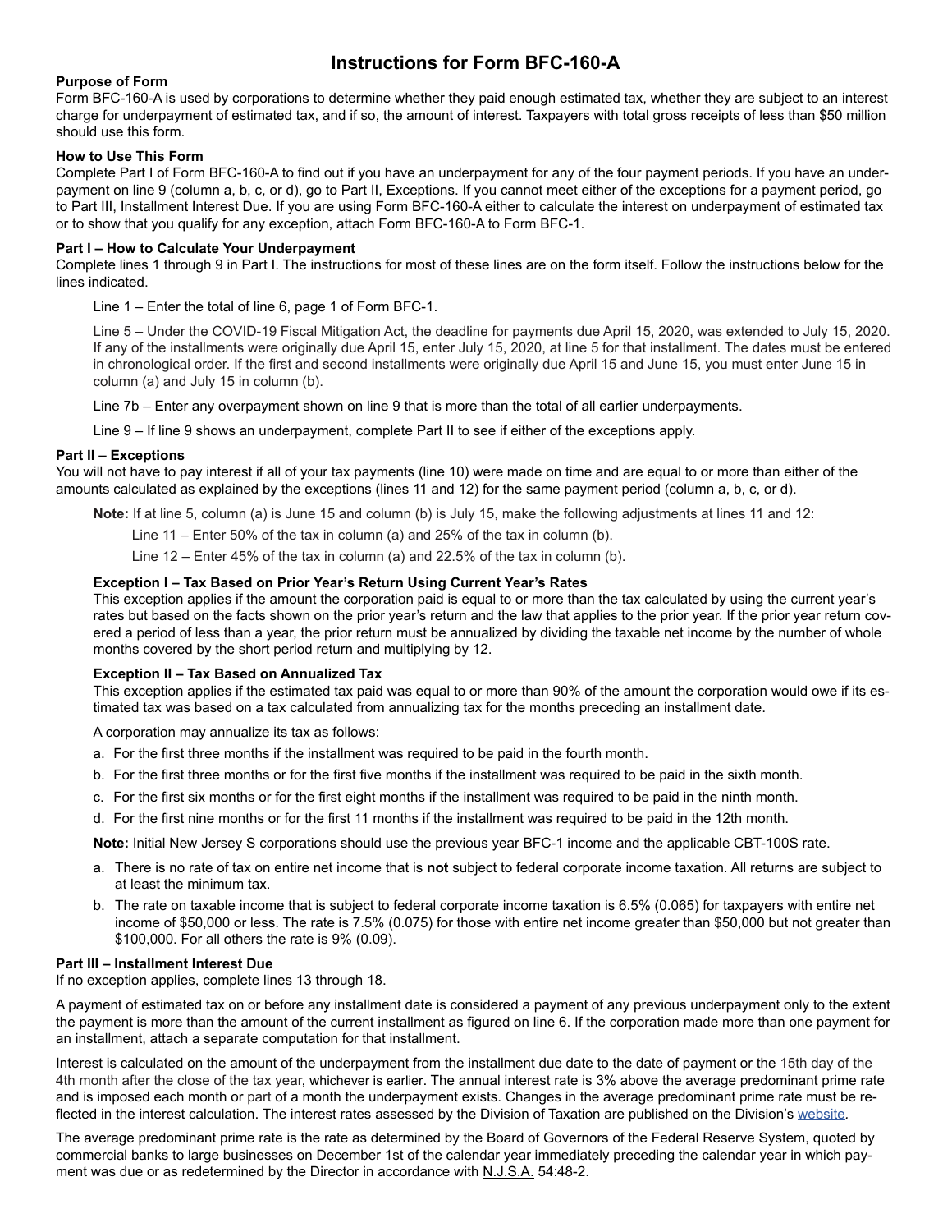# Instructions for Form BFC-160-A

**Purpose of Form**

Form BFC-160-A is used by corporations to determine whether they paid enough estimated tax, whether they are subject to an interest charge for underpayment of estimated tax, and if so, the amount of interest. Taxpayers with total gross receipts of less than $50 million should use this form.

**How to Use This Form**

Complete Part I of Form BFC-160-A to find out if you have an underpayment for any of the four payment periods. If you have an underpayment on line 9 (column a, b, c, or d), go to Part II, Exceptions. If you cannot meet either of the exceptions for a payment period, go to Part III, Installment Interest Due. If you are using Form BFC-160-A either to calculate the interest on underpayment of estimated tax or to show that you qualify for any exception, attach Form BFC-160-A to Form BFC-1.

**Part I – How to Calculate Your Underpayment**

Complete lines 1 through 9 in Part I. The instructions for most of these lines are on the form itself. Follow the instructions below for the lines indicated.

Line 1 – Enter the total of line 6, page 1 of Form BFC-1.

Line 5 – Under the COVID-19 Fiscal Mitigation Act, the deadline for payments due April 15, 2020, was extended to July 15, 2020. If any of the installments were originally due April 15, enter July 15, 2020, at line 5 for that installment. The dates must be entered in chronological order. If the first and second installments were originally due April 15 and June 15, you must enter June 15 in column (a) and July 15 in column (b).

Line 7b – Enter any overpayment shown on line 9 that is more than the total of all earlier underpayments.

Line 9 – If line 9 shows an underpayment, complete Part II to see if either of the exceptions apply.

**Part II – Exceptions**

You will not have to pay interest if all of your tax payments (line 10) were made on time and are equal to or more than either of the amounts calculated as explained by the exceptions (lines 11 and 12) for the same payment period (column a, b, c, or d).

**Note:** If at line 5, column (a) is June 15 and column (b) is July 15, make the following adjustments at lines 11 and 12:

Line 11 – Enter 50% of the tax in column (a) and 25% of the tax in column (b).

Line 12 – Enter 45% of the tax in column (a) and 22.5% of the tax in column (b).

**Exception I – Tax Based on Prior Year's Return Using Current Year's Rates**

This exception applies if the amount the corporation paid is equal to or more than the tax calculated by using the current year's rates but based on the facts shown on the prior year's return and the law that applies to the prior year. If the prior year return covered a period of less than a year, the prior return must be annualized by dividing the taxable net income by the number of whole months covered by the short period return and multiplying by 12.

**Exception II – Tax Based on Annualized Tax**

This exception applies if the estimated tax paid was equal to or more than 90% of the amount the corporation would owe if its estimated tax was based on a tax calculated from annualizing tax for the months preceding an installment date.

A corporation may annualize its tax as follows:

a. For the first three months if the installment was required to be paid in the fourth month.
b. For the first three months or for the first five months if the installment was required to be paid in the sixth month.
c. For the first six months or for the first eight months if the installment was required to be paid in the ninth month.
d. For the first nine months or for the first 11 months if the installment was required to be paid in the 12th month.

**Note:** Initial New Jersey S corporations should use the previous year BFC-1 income and the applicable CBT-100S rate.

a. There is no rate of tax on entire net income that is **not** subject to federal corporate income taxation. All returns are subject to at least the minimum tax.
b. The rate on taxable income that is subject to federal corporate income taxation is 6.5% (0.065) for taxpayers with entire net income of $50,000 or less. The rate is 7.5% (0.075) for those with entire net income greater than $50,000 but not greater than $100,000. For all others the rate is 9% (0.09).

**Part III – Installment Interest Due**

If no exception applies, complete lines 13 through 18.

A payment of estimated tax on or before any installment date is considered a payment of any previous underpayment only to the extent the payment is more than the amount of the current installment as figured on line 6. If the corporation made more than one payment for an installment, attach a separate computation for that installment.

Interest is calculated on the amount of the underpayment from the installment due date to the date of payment or the 15th day of the 4th month after the close of the tax year, whichever is earlier. The annual interest rate is 3% above the average predominant prime rate and is imposed each month or part of a month the underpayment exists. Changes in the average predominant prime rate must be reflected in the interest calculation. The interest rates assessed by the Division of Taxation are published on the Division's website.

The average predominant prime rate is the rate as determined by the Board of Governors of the Federal Reserve System, quoted by commercial banks to large businesses on December 1st of the calendar year immediately preceding the calendar year in which payment was due or as redetermined by the Director in accordance with N.J.S.A. 54:48-2.